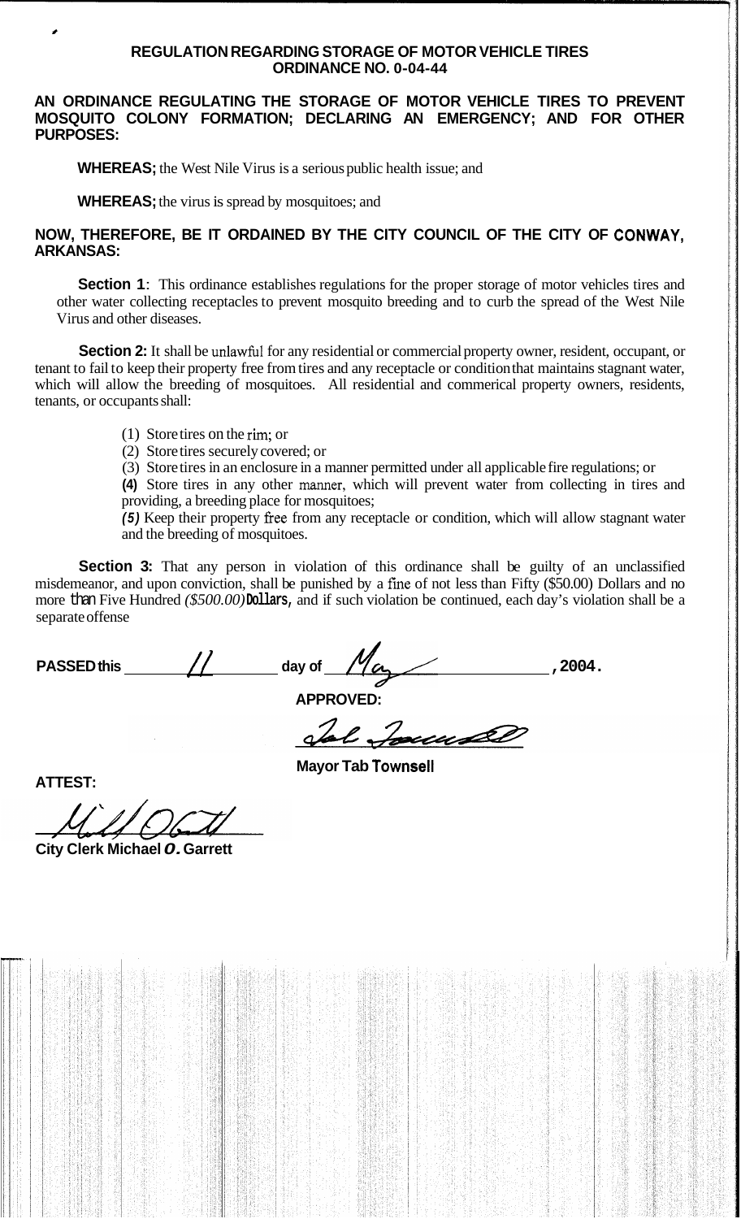**REGULATION REGARDING STORAGE OF MOTOR VEHICLE TIRES**
**ORDINANCE NO. 0-04-44**

**AN ORDINANCE REGULATING THE STORAGE OF MOTOR VEHICLE TIRES TO PREVENT MOSQUITO COLONY FORMATION; DECLARING AN EMERGENCY; AND FOR OTHER PURPOSES:**

**WHEREAS;** the West Nile Virus is a serious public health issue; and

**WHEREAS;** the virus is spread by mosquitoes; and

**NOW, THEREFORE, BE IT ORDAINED BY THE CITY COUNCIL OF THE CITY OF CONWAY, ARKANSAS:**

**Section 1**: This ordinance establishes regulations for the proper storage of motor vehicles tires and other water collecting receptacles to prevent mosquito breeding and to curb the spread of the West Nile Virus and other diseases.

**Section 2:** It shall be unlawful for any residential or commercial property owner, resident, occupant, or tenant to fail to keep their property free from tires and any receptacle or condition that maintains stagnant water, which will allow the breeding of mosquitoes. All residential and commerical property owners, residents, tenants, or occupants shall:

(1) Store tires on the rim; or
(2) Store tires securely covered; or
(3) Store tires in an enclosure in a manner permitted under all applicable fire regulations; or
**(4)** Store tires in any other manner, which will prevent water from collecting in tires and providing, a breeding place for mosquitoes;
***(5)*** Keep their property free from any receptacle or condition, which will allow stagnant water and the breeding of mosquitoes.

**Section 3:** That any person in violation of this ordinance shall be guilty of an unclassified misdemeanor, and upon conviction, shall be punished by a fine of not less than Fifty ($50.00) Dollars and no more than Five Hundred *($500.00)* **Dollars,** and if such violation be continued, each day's violation shall be a separate offense

**PASSED this** 11 **day of** May, 2004.

**APPROVED:**

Tab Townsell

**Mayor Tab Townsell**

**ATTEST:**

Michael O. Garrett

**City Clerk Michael *O.* Garrett**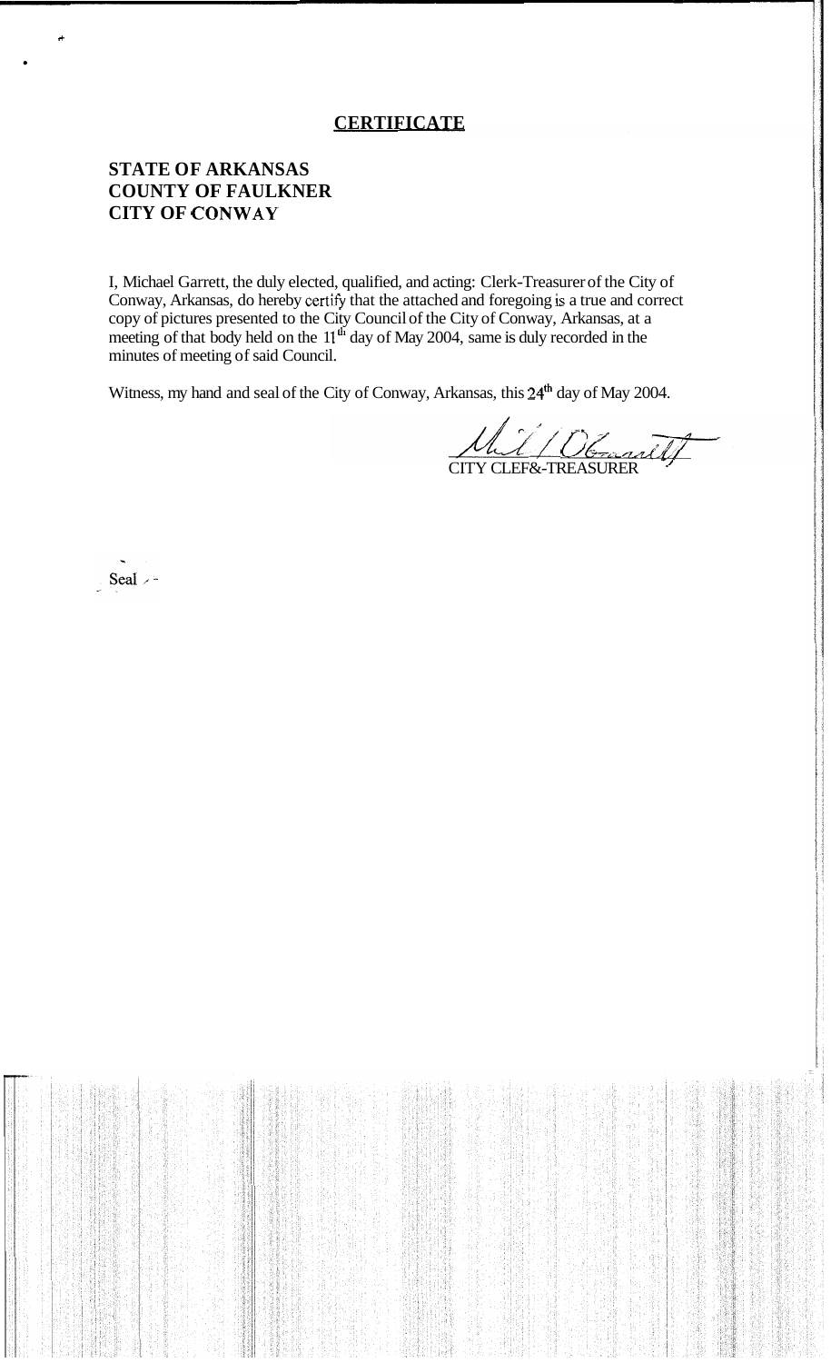**CERTIFICATE**

**STATE OF ARKANSAS**
**COUNTY OF FAULKNER**
**CITY OF CONWAY**

I, Michael Garrett, the duly elected, qualified, and acting: Clerk-Treasurer of the City of Conway, Arkansas, do hereby certify that the attached and foregoing is a true and correct copy of pictures presented to the City Council of the City of Conway, Arkansas, at a meeting of that body held on the 11th day of May 2004, same is duly recorded in the minutes of meeting of said Council.

Witness, my hand and seal of the City of Conway, Arkansas, this 24th day of May 2004.

CITY CLEF&-TREASURER

Seal